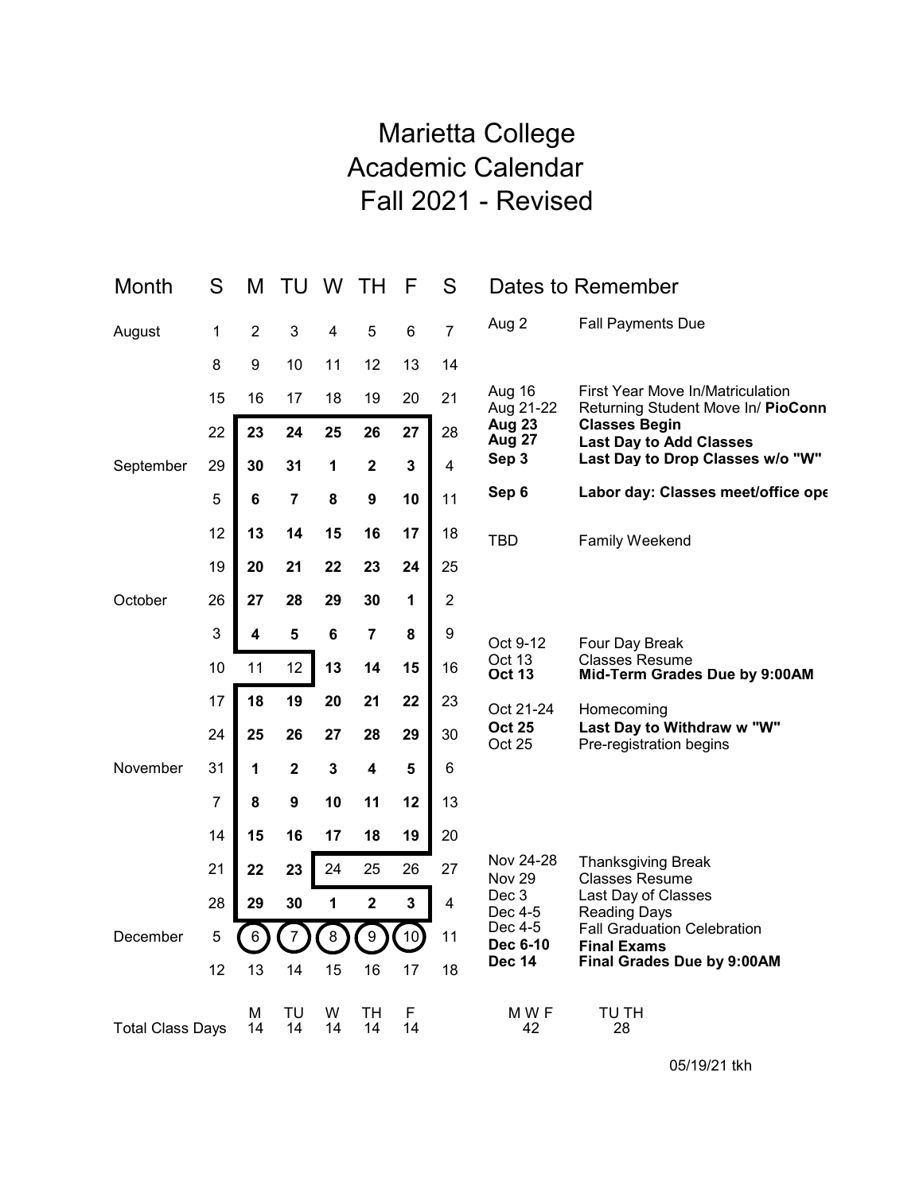# Marietta College
# Academic Calendar
# Fall 2021 - Revised

| Month | S | M | TU | W | TH | F | S |
|---|---|---|---|---|---|---|---|
| August | 1 | 2 | 3 | 4 | 5 | 6 | 7 |
| | 8 | 9 | 10 | 11 | 12 | 13 | 14 |
| | 15 | 16 | 17 | 18 | 19 | 20 | 21 |
| | 22 | **23** | **24** | **25** | **26** | **27** | 28 |
| September | 29 | **30** | **31** | **1** | **2** | **3** | 4 |
| | 5 | **6** | **7** | **8** | **9** | **10** | 11 |
| | 12 | **13** | **14** | **15** | **16** | **17** | 18 |
| | 19 | **20** | **21** | **22** | **23** | **24** | 25 |
| October | 26 | **27** | **28** | **29** | **30** | **1** | 2 |
| | 3 | **4** | **5** | **6** | **7** | **8** | 9 |
| | 10 | 11 | 12 | **13** | **14** | **15** | 16 |
| | 17 | **18** | **19** | **20** | **21** | **22** | 23 |
| | 24 | **25** | **26** | **27** | **28** | **29** | 30 |
| November | 31 | **1** | **2** | **3** | **4** | **5** | 6 |
| | 7 | **8** | **9** | **10** | **11** | **12** | 13 |
| | 14 | **15** | **16** | **17** | **18** | **19** | 20 |
| | 21 | **22** | **23** | 24 | 25 | 26 | 27 |
| | 28 | **29** | **30** | **1** | **2** | **3** | 4 |
| December | 5 | (6) | (7) | (8) | (9) | (10) | 11 |
| | 12 | 13 | 14 | 15 | 16 | 17 | 18 |

| | M | TU | W | TH | F |
|---|---|---|---|---|---|
| Total Class Days | 14 | 14 | 14 | 14 | 14 |

| M W F | TU TH |
|---|---|
| 42 | 28 |

## Dates to Remember

| Date | Event |
|---|---|
| Aug 2 | Fall Payments Due |
| Aug 16 | First Year Move In/Matriculation |
| Aug 21-22 | Returning Student Move In/ **PioConn** |
| **Aug 23** | **Classes Begin** |
| **Aug 27** | **Last Day to Add Classes** |
| **Sep 3** | **Last Day to Drop Classes w/o "W"** |
| **Sep 6** | **Labor day: Classes meet/office ope** |
| TBD | Family Weekend |
| Oct 9-12 | Four Day Break |
| Oct 13 | Classes Resume |
| **Oct 13** | **Mid-Term Grades Due by 9:00AM** |
| Oct 21-24 | Homecoming |
| **Oct 25** | **Last Day to Withdraw w "W"** |
| Oct 25 | Pre-registration begins |
| Nov 24-28 | Thanksgiving Break |
| Nov 29 | Classes Resume |
| Dec 3 | Last Day of Classes |
| Dec 4-5 | Reading Days |
| Dec 4-5 | Fall Graduation Celebration |
| **Dec 6-10** | **Final Exams** |
| **Dec 14** | **Final Grades Due by 9:00AM** |

05/19/21 tkh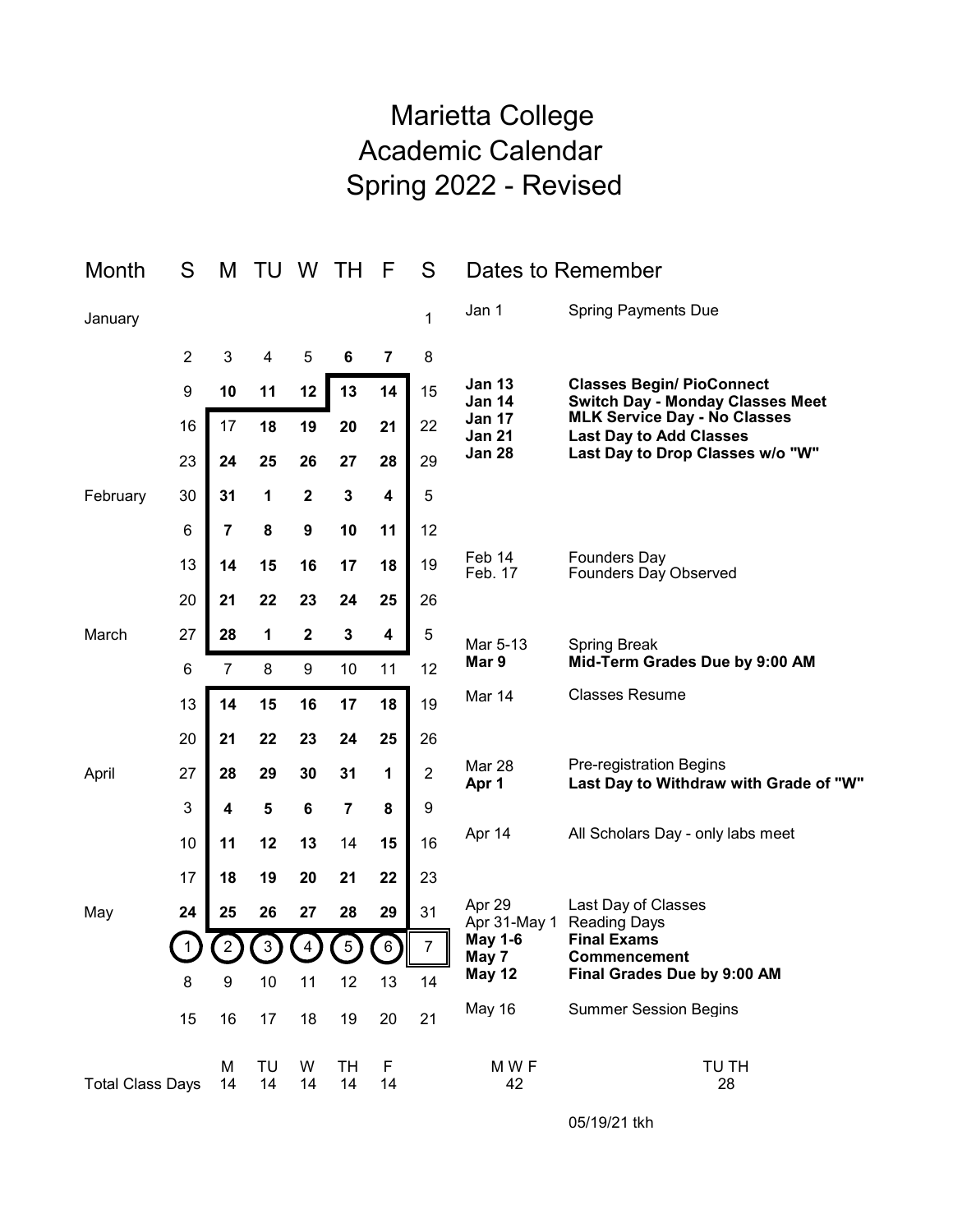# Marietta College
# Academic Calendar
# Spring 2022 - Revised

| Month | S | M | TU | W | TH | F | S | Dates to Remember | |
|---|---|---|---|---|---|---|---|---|---|
| January | | | | | | | 1 | Jan 1 | Spring Payments Due |
| | 2 | 3 | 4 | 5 | **6** | **7** | 8 | | |
| | 9 | **10** | **11** | **12** | **13** | **14** | 15 | **Jan 13**<br>**Jan 14** | **Classes Begin/ PioConnect**<br>**Switch Day - Monday Classes Meet** |
| | 16 | 17 | **18** | **19** | **20** | **21** | 22 | **Jan 17**<br>**Jan 21** | **MLK Service Day - No Classes**<br>**Last Day to Add Classes** |
| | 23 | **24** | **25** | **26** | **27** | **28** | 29 | **Jan 28** | **Last Day to Drop Classes w/o "W"** |
| February | 30 | **31** | **1** | **2** | **3** | **4** | 5 | | |
| | 6 | **7** | **8** | **9** | **10** | **11** | 12 | | |
| | 13 | **14** | **15** | **16** | **17** | **18** | 19 | Feb 14<br>Feb. 17 | Founders Day<br>Founders Day Observed |
| | 20 | **21** | **22** | **23** | **24** | **25** | 26 | | |
| March | 27 | **28** | **1** | **2** | **3** | **4** | 5 | Mar 5-13 | Spring Break |
| | 6 | 7 | 8 | 9 | 10 | 11 | 12 | **Mar 9** | **Mid-Term Grades Due by 9:00 AM** |
| | 13 | **14** | **15** | **16** | **17** | **18** | 19 | Mar 14 | Classes Resume |
| | 20 | **21** | **22** | **23** | **24** | **25** | 26 | | |
| April | 27 | **28** | **29** | **30** | **31** | **1** | 2 | Mar 28<br>**Apr 1** | Pre-registration Begins<br>**Last Day to Withdraw with Grade of "W"** |
| | 3 | **4** | **5** | **6** | **7** | **8** | 9 | | |
| | 10 | **11** | **12** | **13** | 14 | **15** | 16 | Apr 14 | All Scholars Day - only labs meet |
| | 17 | **18** | **19** | **20** | **21** | **22** | 23 | | |
| May | **24** | **25** | **26** | **27** | **28** | **29** | 31 | Apr 29<br>Apr 31-May 1 | Last Day of Classes<br>Reading Days |
| | 1 | 2 | 3 | 4 | 5 | 6 | 7 | **May 1-6**<br>**May 7** | **Final Exams**<br>**Commencement** |
| | 8 | 9 | 10 | 11 | 12 | 13 | 14 | **May 12** | **Final Grades Due by 9:00 AM** |
| | 15 | 16 | 17 | 18 | 19 | 20 | 21 | May 16 | Summer Session Begins |
| | | M | TU | W | TH | F | | M W F | TU TH |
| Total Class Days | | 14 | 14 | 14 | 14 | 14 | | 42 | 28 |

05/19/21 tkh